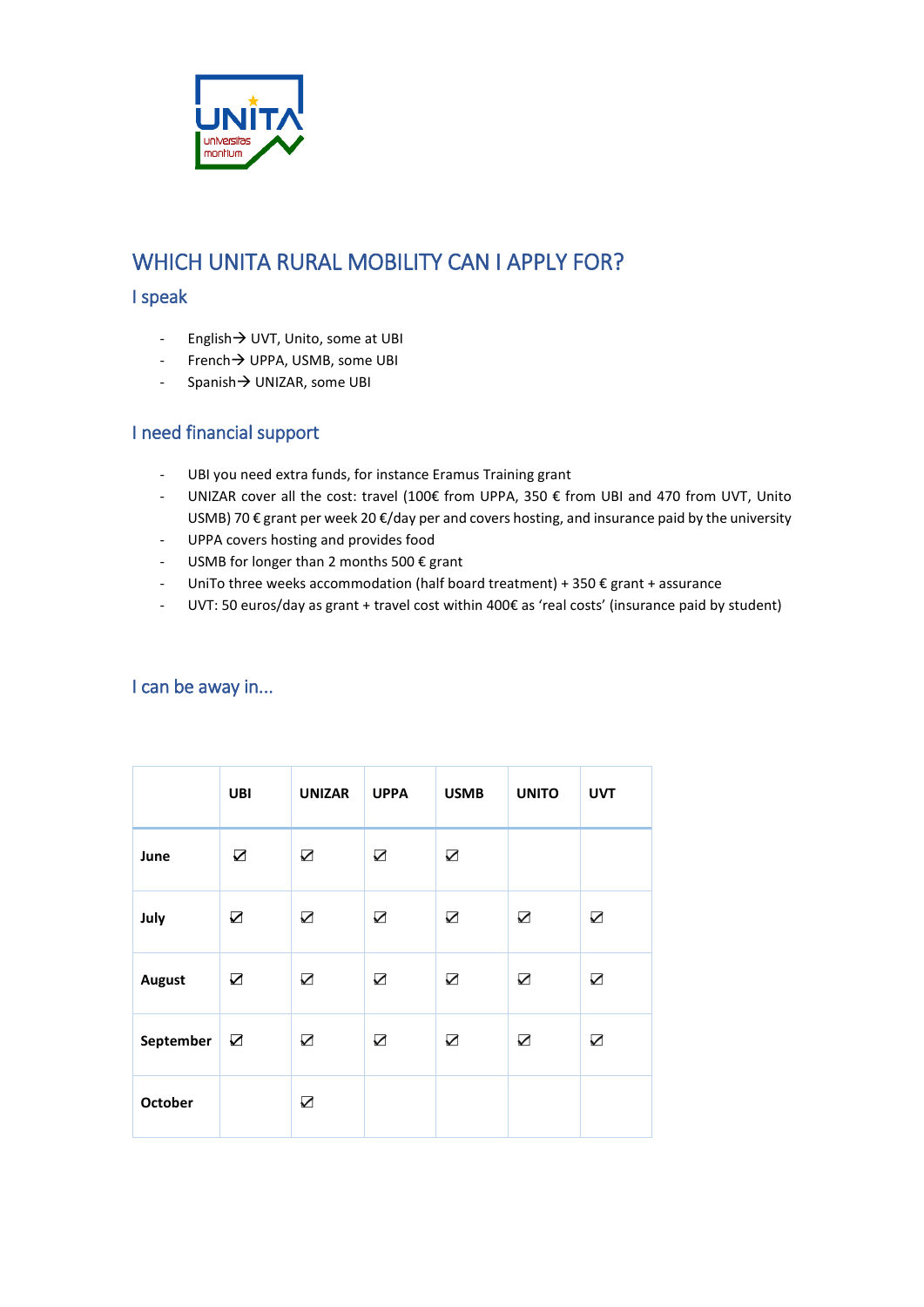# WHICH UNITA RURAL MOBILITY CAN I APPLY FOR?

## I speak

- English→ UVT, Unito, some at UBI
- French→ UPPA, USMB, some UBI
- Spanish→ UNIZAR, some UBI

## I need financial support

- UBI you need extra funds, for instance Eramus Training grant
- UNIZAR cover all the cost: travel (100€ from UPPA, 350 € from UBI and 470 from UVT, Unito USMB) 70 € grant per week 20 €/day per and covers hosting, and insurance paid by the university
- UPPA covers hosting and provides food
- USMB for longer than 2 months 500 € grant
- UniTo three weeks accommodation (half board treatment) + 350 € grant + assurance
- UVT: 50 euros/day as grant + travel cost within 400€ as 'real costs' (insurance paid by student)

## I can be away in...

| | UBI | UNIZAR | UPPA | USMB | UNITO | UVT |
|---|---|---|---|---|---|---|
| **June** | ☑ | ☑ | ☑ | ☑ | | |
| **July** | ☑ | ☑ | ☑ | ☑ | ☑ | ☑ |
| **August** | ☑ | ☑ | ☑ | ☑ | ☑ | ☑ |
| **September** | ☑ | ☑ | ☑ | ☑ | ☑ | ☑ |
| **October** | | ☑ | | | | |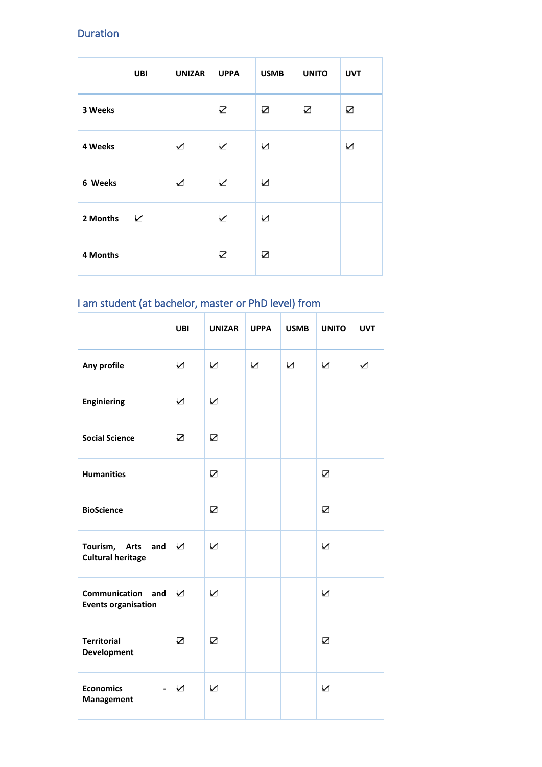## Duration

| | UBI | UNIZAR | UPPA | USMB | UNITO | UVT |
|---|---|---|---|---|---|---|
| **3 Weeks** | | | ☑ | ☑ | ☑ | ☑ |
| **4 Weeks** | | ☑ | ☑ | ☑ | | ☑ |
| **6 Weeks** | | ☑ | ☑ | ☑ | | |
| **2 Months** | ☑ | | ☑ | ☑ | | |
| **4 Months** | | | ☑ | ☑ | | |

## I am student (at bachelor, master or PhD level) from

| | UBI | UNIZAR | UPPA | USMB | UNITO | UVT |
|---|---|---|---|---|---|---|
| **Any profile** | ☑ | ☑ | ☑ | ☑ | ☑ | ☑ |
| **Enginiering** | ☑ | ☑ | | | | |
| **Social Science** | ☑ | ☑ | | | | |
| **Humanities** | | ☑ | | | ☑ | |
| **BioScience** | | ☑ | | | ☑ | |
| **Tourism, Arts and Cultural heritage** | ☑ | ☑ | | | ☑ | |
| **Communication and Events organisation** | ☑ | ☑ | | | ☑ | |
| **Territorial Development** | ☑ | ☑ | | | ☑ | |
| **Economics - Management** | ☑ | ☑ | | | ☑ | |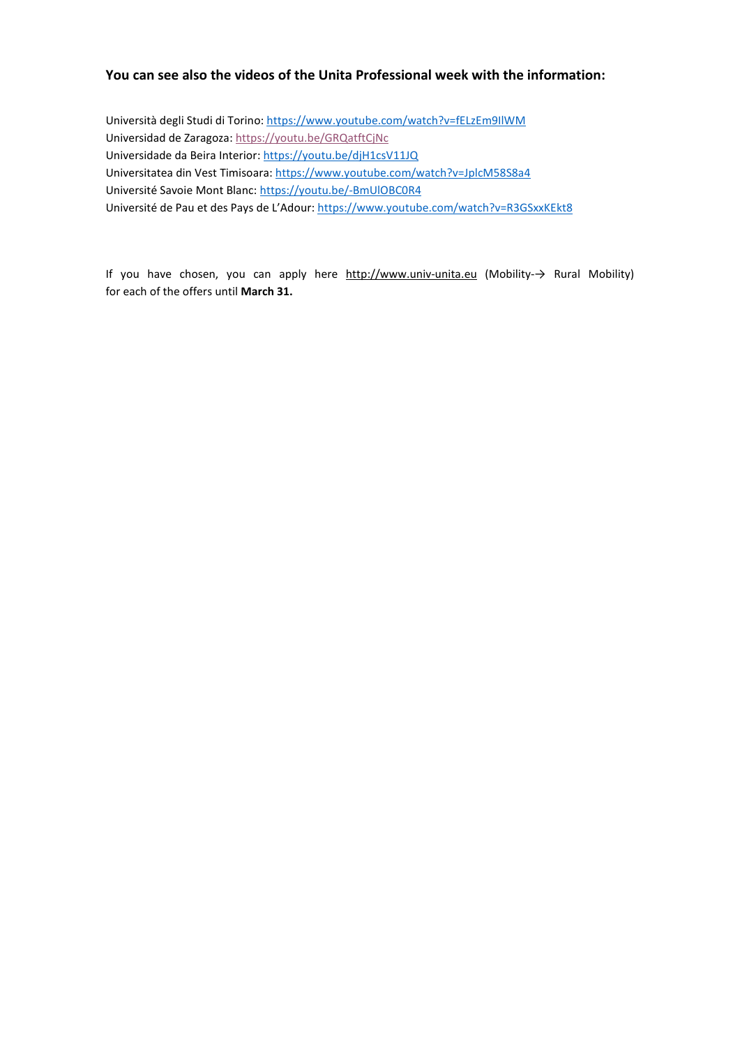**You can see also the videos of the Unita Professional week with the information:**

Università degli Studi di Torino: https://www.youtube.com/watch?v=fELzEm9IlWM
Universidad de Zaragoza: https://youtu.be/GRQatftCjNc
Universidade da Beira Interior: https://youtu.be/djH1csV11JQ
Universitatea din Vest Timisoara: https://www.youtube.com/watch?v=JplcM58S8a4
Université Savoie Mont Blanc: https://youtu.be/-BmUlOBC0R4
Université de Pau et des Pays de L'Adour: https://www.youtube.com/watch?v=R3GSxxKEkt8

If you have chosen, you can apply here http://www.univ-unita.eu (Mobility-→ Rural Mobility) for each of the offers until **March 31.**